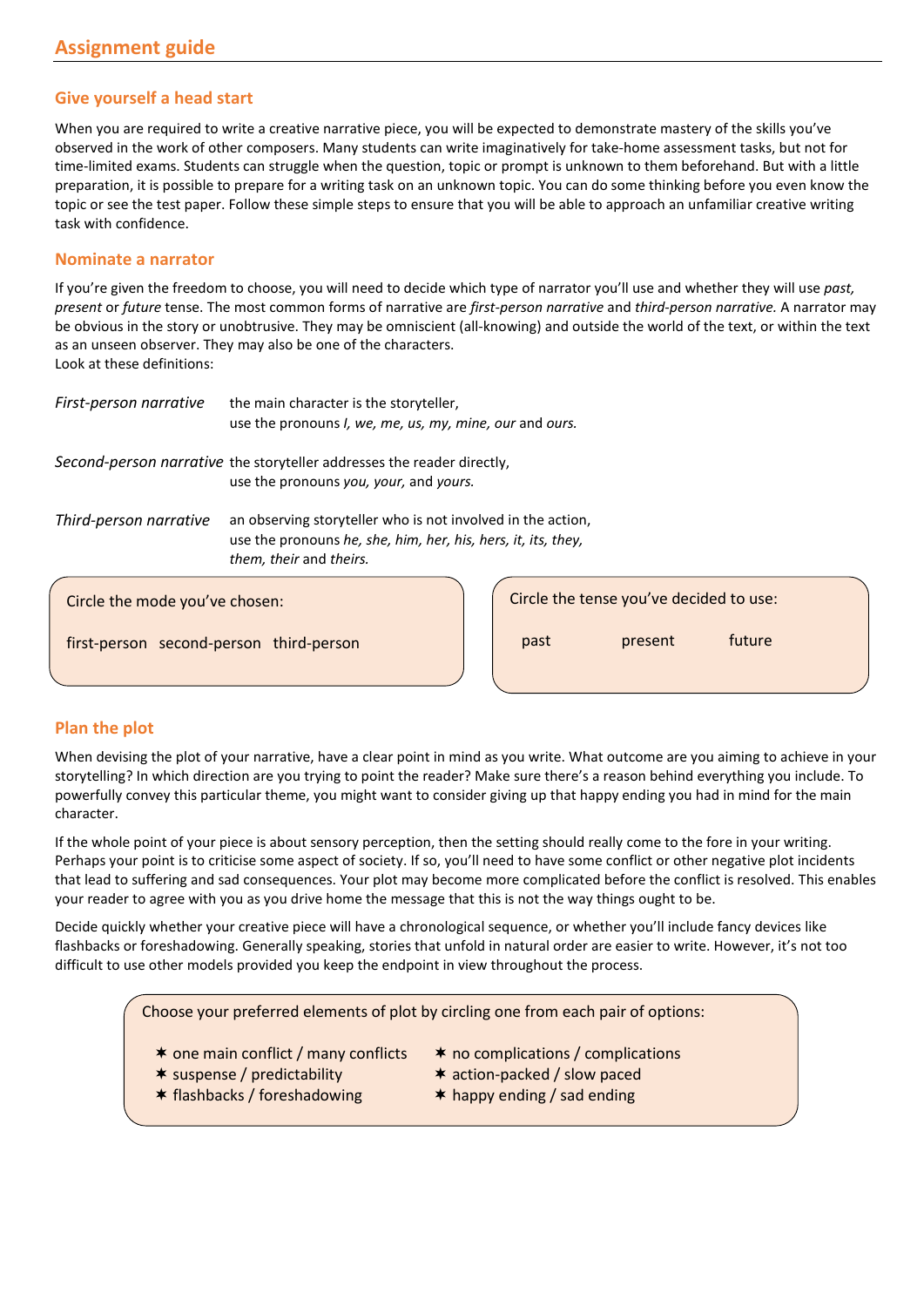# Assignment guide

## Give yourself a head start

When you are required to write a creative narrative piece, you will be expected to demonstrate mastery of the skills you've observed in the work of other composers. Many students can write imaginatively for take-home assessment tasks, but not for time-limited exams. Students can struggle when the question, topic or prompt is unknown to them beforehand. But with a little preparation, it is possible to prepare for a writing task on an unknown topic. You can do some thinking before you even know the topic or see the test paper. Follow these simple steps to ensure that you will be able to approach an unfamiliar creative writing task with confidence.

## Nominate a narrator

If you're given the freedom to choose, you will need to decide which type of narrator you'll use and whether they will use *past, present* or *future* tense. The most common forms of narrative are *first-person narrative* and *third-person narrative.* A narrator may be obvious in the story or unobtrusive. They may be omniscient (all-knowing) and outside the world of the text, or within the text as an unseen observer. They may also be one of the characters.
Look at these definitions:

| | |
|---|---|
| *First-person narrative* | the main character is the storyteller, use the pronouns *I, we, me, us, my, mine, our* and *ours.* |
| *Second-person narrative* | the storyteller addresses the reader directly, use the pronouns *you, your,* and *yours.* |
| *Third-person narrative* | an observing storyteller who is not involved in the action, use the pronouns *he, she, him, her, his, hers, it, its, they, them, their* and *theirs.* |

Circle the mode you've chosen:

first-person   second-person   third-person

Circle the tense you've decided to use:

past   present   future

## Plan the plot

When devising the plot of your narrative, have a clear point in mind as you write. What outcome are you aiming to achieve in your storytelling? In which direction are you trying to point the reader? Make sure there's a reason behind everything you include. To powerfully convey this particular theme, you might want to consider giving up that happy ending you had in mind for the main character.

If the whole point of your piece is about sensory perception, then the setting should really come to the fore in your writing. Perhaps your point is to criticise some aspect of society. If so, you'll need to have some conflict or other negative plot incidents that lead to suffering and sad consequences. Your plot may become more complicated before the conflict is resolved. This enables your reader to agree with you as you drive home the message that this is not the way things ought to be.

Decide quickly whether your creative piece will have a chronological sequence, or whether you'll include fancy devices like flashbacks or foreshadowing. Generally speaking, stories that unfold in natural order are easier to write. However, it's not too difficult to use other models provided you keep the endpoint in view throughout the process.

Choose your preferred elements of plot by circling one from each pair of options:

- one main conflict / many conflicts
- suspense / predictability
- flashbacks / foreshadowing
- no complications / complications
- action-packed / slow paced
- happy ending / sad ending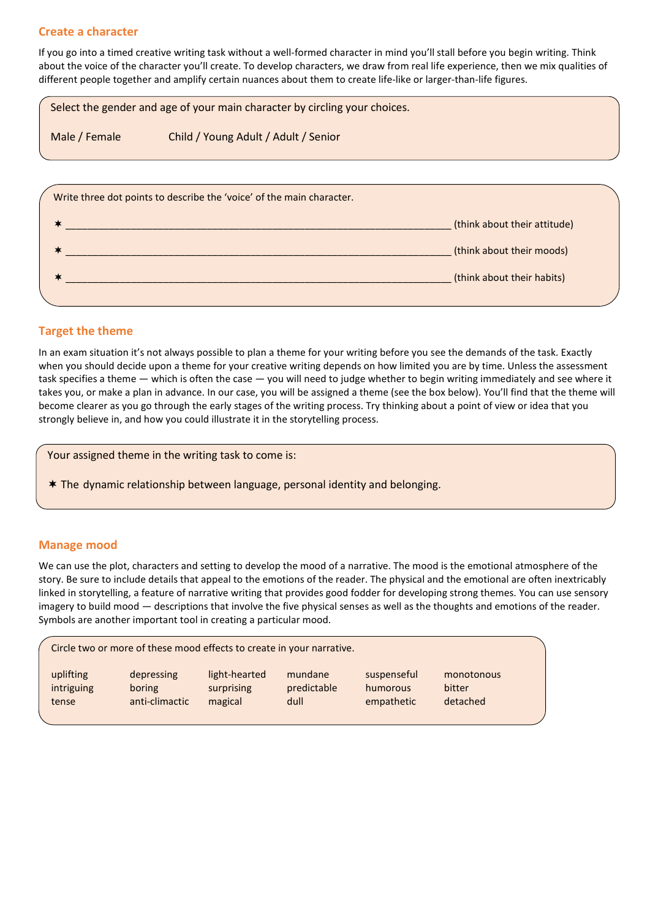## Create a character

If you go into a timed creative writing task without a well-formed character in mind you'll stall before you begin writing. Think about the voice of the character you'll create. To develop characters, we draw from real life experience, then we mix qualities of different people together and amplify certain nuances about them to create life-like or larger-than-life figures.

Select the gender and age of your main character by circling your choices.

Male / Female          Child / Young Adult / Adult / Senior

Write three dot points to describe the 'voice' of the main character.

✶ ________________________________________________________________ (think about their attitude)

✶ ________________________________________________________________ (think about their moods)

✶ ________________________________________________________________ (think about their habits)

## Target the theme

In an exam situation it's not always possible to plan a theme for your writing before you see the demands of the task. Exactly when you should decide upon a theme for your creative writing depends on how limited you are by time. Unless the assessment task specifies a theme — which is often the case — you will need to judge whether to begin writing immediately and see where it takes you, or make a plan in advance. In our case, you will be assigned a theme (see the box below). You'll find that the theme will become clearer as you go through the early stages of the writing process. Try thinking about a point of view or idea that you strongly believe in, and how you could illustrate it in the storytelling process.

Your assigned theme in the writing task to come is:

✶ The dynamic relationship between language, personal identity and belonging.

## Manage mood

We can use the plot, characters and setting to develop the mood of a narrative. The mood is the emotional atmosphere of the story. Be sure to include details that appeal to the emotions of the reader. The physical and the emotional are often inextricably linked in storytelling, a feature of narrative writing that provides good fodder for developing strong themes. You can use sensory imagery to build mood — descriptions that involve the five physical senses as well as the thoughts and emotions of the reader. Symbols are another important tool in creating a particular mood.

Circle two or more of these mood effects to create in your narrative.

| | | | | | |
|---|---|---|---|---|---|
| uplifting | depressing | light-hearted | mundane | suspenseful | monotonous |
| intriguing | boring | surprising | predictable | humorous | bitter |
| tense | anti-climactic | magical | dull | empathetic | detached |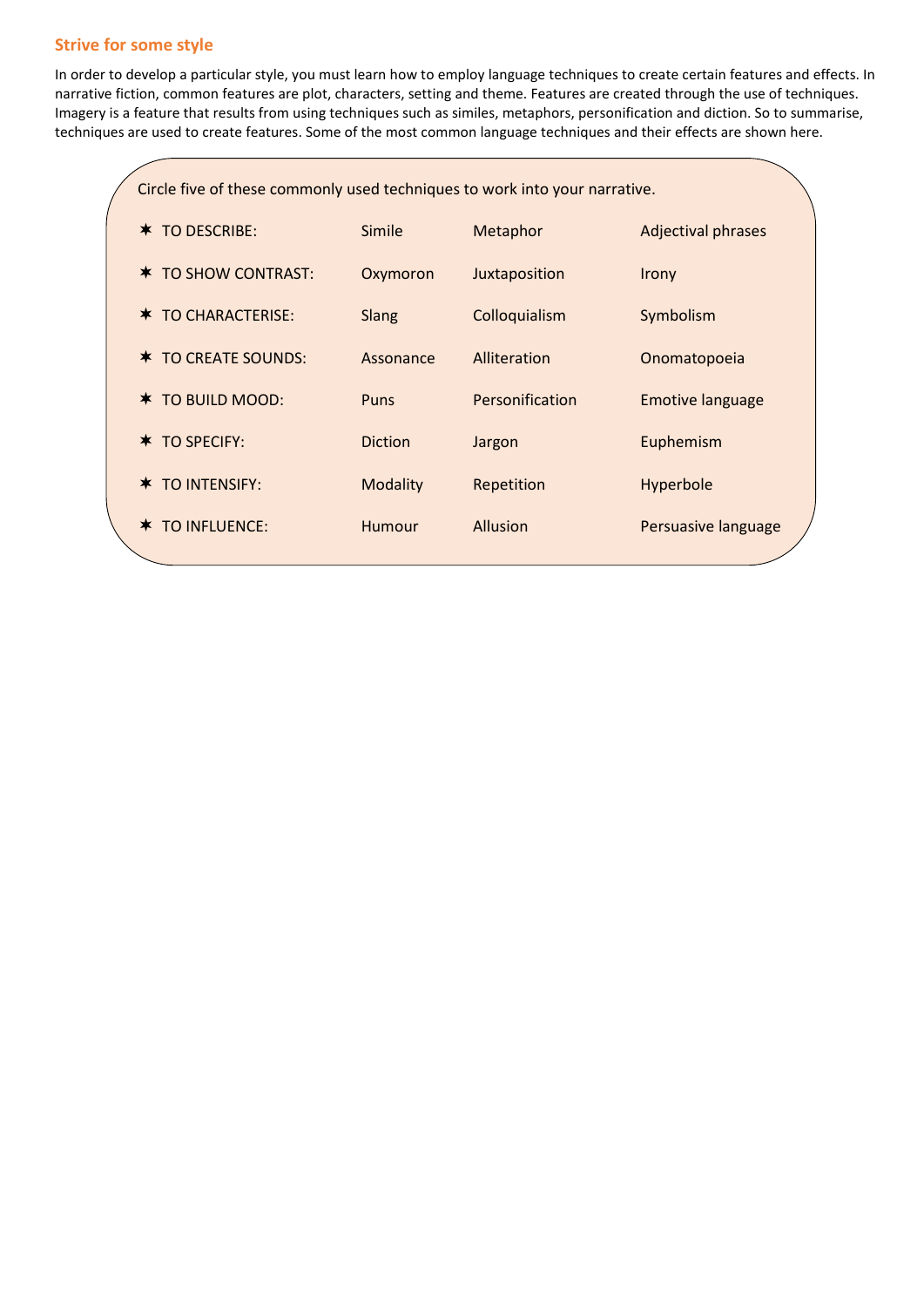## Strive for some style

In order to develop a particular style, you must learn how to employ language techniques to create certain features and effects. In narrative fiction, common features are plot, characters, setting and theme. Features are created through the use of techniques. Imagery is a feature that results from using techniques such as similes, metaphors, personification and diction. So to summarise, techniques are used to create features. Some of the most common language techniques and their effects are shown here.

Circle five of these commonly used techniques to work into your narrative.

| | | | |
|---|---|---|---|
| ✶ TO DESCRIBE: | Simile | Metaphor | Adjectival phrases |
| ✶ TO SHOW CONTRAST: | Oxymoron | Juxtaposition | Irony |
| ✶ TO CHARACTERISE: | Slang | Colloquialism | Symbolism |
| ✶ TO CREATE SOUNDS: | Assonance | Alliteration | Onomatopoeia |
| ✶ TO BUILD MOOD: | Puns | Personification | Emotive language |
| ✶ TO SPECIFY: | Diction | Jargon | Euphemism |
| ✶ TO INTENSIFY: | Modality | Repetition | Hyperbole |
| ✶ TO INFLUENCE: | Humour | Allusion | Persuasive language |